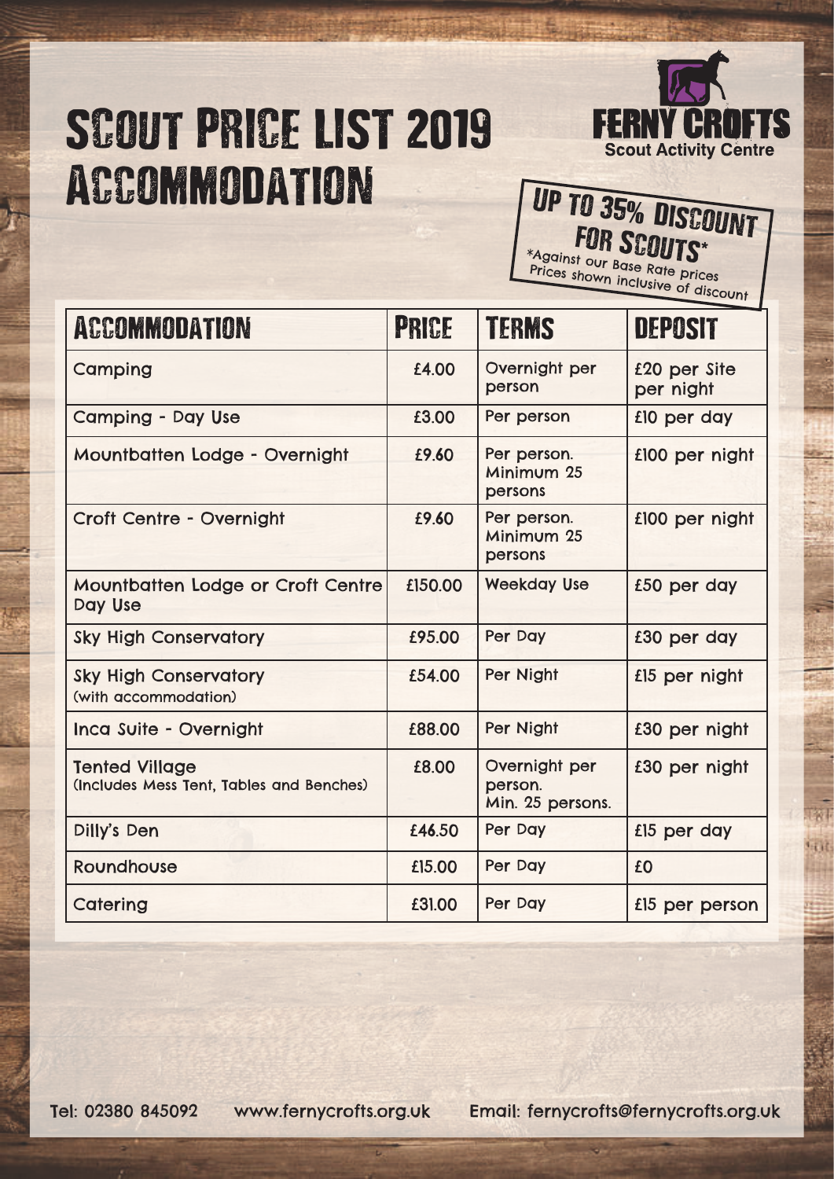# SCOUT PRICE LIST 2019
# ACCOMMODATION

FERNY CROFTS
Scout Activity Centre

**UP TO 35% DISCOUNT FOR SCOUTS***
*Against our Base Rate prices
Prices shown inclusive of discount

| ACCOMMODATION | PRICE | TERMS | DEPOSIT |
|---|---|---|---|
| Camping | £4.00 | Overnight per person | £20 per Site per night |
| Camping - Day Use | £3.00 | Per person | £10 per day |
| Mountbatten Lodge - Overnight | £9.60 | Per person. Minimum 25 persons | £100 per night |
| Croft Centre - Overnight | £9.60 | Per person. Minimum 25 persons | £100 per night |
| Mountbatten Lodge or Croft Centre Day Use | £150.00 | Weekday Use | £50 per day |
| Sky High Conservatory | £95.00 | Per Day | £30 per day |
| Sky High Conservatory (with accommodation) | £54.00 | Per Night | £15 per night |
| Inca Suite - Overnight | £88.00 | Per Night | £30 per night |
| Tented Village (Includes Mess Tent, Tables and Benches) | £8.00 | Overnight per person. Min. 25 persons. | £30 per night |
| Dilly's Den | £46.50 | Per Day | £15 per day |
| Roundhouse | £15.00 | Per Day | £0 |
| Catering | £31.00 | Per Day | £15 per person |

Tel: 02380 845092 www.fernycrofts.org.uk Email: fernycrofts@fernycrofts.org.uk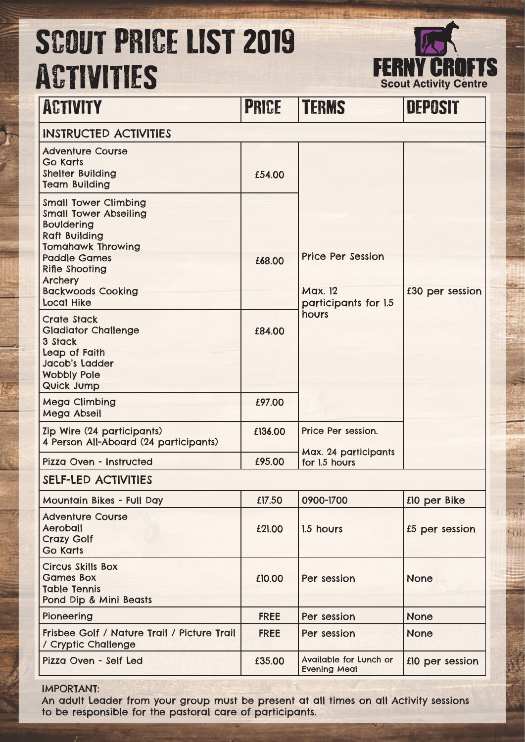# Scout Price List 2019 Activities

Ferny Crofts Scout Activity Centre

| Activity | Price | Terms | Deposit |
|---|---|---|---|
| **INSTRUCTED ACTIVITIES** | | | |
| Adventure Course<br>Go Karts<br>Shelter Building<br>Team Building | £54.00 | Price Per Session<br><br>Max. 12 participants for 1.5 hours | £30 per session |
| Small Tower Climbing<br>Small Tower Abseiling<br>Bouldering<br>Raft Building<br>Tomahawk Throwing<br>Paddle Games<br>Rifle Shooting<br>Archery<br>Backwoods Cooking<br>Local Hike | £68.00 | Price Per Session<br><br>Max. 12 participants for 1.5 hours | £30 per session |
| Crate Stack<br>Gladiator Challenge<br>3 Stack<br>Leap of Faith<br>Jacob's Ladder<br>Wobbly Pole<br>Quick Jump | £84.00 | Price Per Session<br><br>Max. 12 participants for 1.5 hours | £30 per session |
| Mega Climbing<br>Mega Abseil | £97.00 | Price Per Session<br><br>Max. 12 participants for 1.5 hours | £30 per session |
| Zip Wire (24 participants)<br>4 Person All-Aboard (24 participants) | £136.00 | Price Per session.<br><br>Max. 24 participants for 1.5 hours | £30 per session |
| Pizza Oven - Instructed | £95.00 | Price Per session.<br><br>Max. 24 participants for 1.5 hours | £30 per session |
| **SELF-LED ACTIVITIES** | | | |
| Mountain Bikes - Full Day | £17.50 | 0900-1700 | £10 per Bike |
| Adventure Course<br>Aeroball<br>Crazy Golf<br>Go Karts | £21.00 | 1.5 hours | £5 per session |
| Circus Skills Box<br>Games Box<br>Table Tennis<br>Pond Dip & Mini Beasts | £10.00 | Per session | None |
| Pioneering | FREE | Per session | None |
| Frisbee Golf / Nature Trail / Picture Trail / Cryptic Challenge | FREE | Per session | None |
| Pizza Oven - Self Led | £35.00 | Available for Lunch or Evening Meal | £10 per session |

IMPORTANT:
An adult Leader from your group must be present at all times on all Activity sessions to be responsible for the pastoral care of participants.